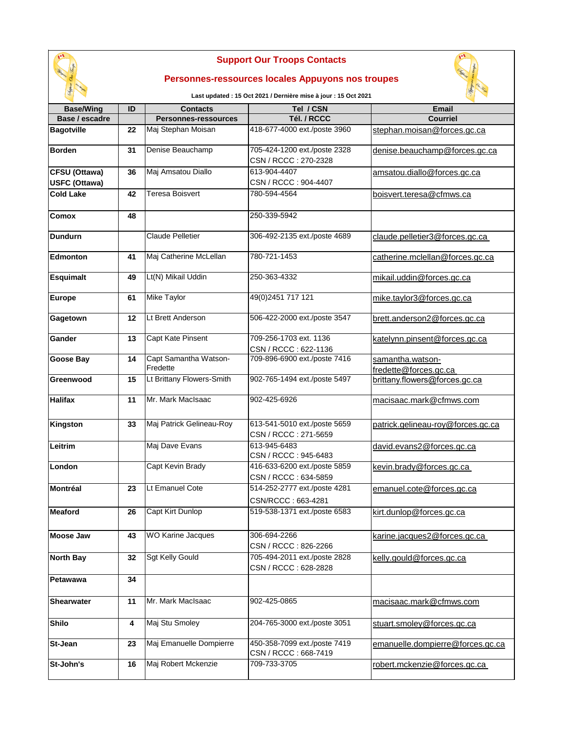# Support Our Troops Contacts

## Personnes-ressources locales Appuyons nos troupes

**Last updated : 15 Oct 2021 / Dernière mise à jour : 15 Oct 2021**

| Base/Wing<br>Base / escadre | ID | Contacts<br>Personnes-ressources | Tel / CSN<br>Tél. / RCCC | Email<br>Courriel |
|---|---|---|---|---|
| **Bagotville** | 22 | Maj Stephan Moisan | 418-677-4000 ext./poste 3960 | stephan.moisan@forces.gc.ca |
| **Borden** | 31 | Denise Beauchamp | 705-424-1200 ext./poste 2328<br>CSN / RCCC : 270-2328 | denise.beauchamp@forces.gc.ca |
| **CFSU (Ottawa)<br>USFC (Ottawa)** | 36 | Maj Amsatou Diallo | 613-904-4407<br>CSN / RCCC : 904-4407 | amsatou.diallo@forces.gc.ca |
| **Cold Lake** | 42 | Teresa Boisvert | 780-594-4564 | boisvert.teresa@cfmws.ca |
| **Comox** | 48 | | 250-339-5942 | |
| **Dundurn** | | Claude Pelletier | 306-492-2135 ext./poste 4689 | claude.pelletier3@forces.gc.ca |
| **Edmonton** | 41 | Maj Catherine McLellan | 780-721-1453 | catherine.mclellan@forces.gc.ca |
| **Esquimalt** | 49 | Lt(N) Mikail Uddin | 250-363-4332 | mikail.uddin@forces.gc.ca |
| **Europe** | 61 | Mike Taylor | 49(0)2451 717 121 | mike.taylor3@forces.gc.ca |
| **Gagetown** | 12 | Lt Brett Anderson | 506-422-2000 ext./poste 3547 | brett.anderson2@forces.gc.ca |
| **Gander** | 13 | Capt Kate Pinsent | 709-256-1703 ext. 1136<br>CSN / RCCC : 622-1136 | katelynn.pinsent@forces.gc.ca |
| **Goose Bay** | 14 | Capt Samantha Watson-Fredette | 709-896-6900 ext./poste 7416 | samantha.watson-fredette@forces.gc.ca |
| **Greenwood** | 15 | Lt Brittany Flowers-Smith | 902-765-1494 ext./poste 5497 | brittany.flowers@forces.gc.ca |
| **Halifax** | 11 | Mr. Mark MacIsaac | 902-425-6926 | macisaac.mark@cfmws.com |
| **Kingston** | 33 | Maj Patrick Gelineau-Roy | 613-541-5010 ext./poste 5659<br>CSN / RCCC : 271-5659 | patrick.gelineau-roy@forces.gc.ca |
| **Leitrim** | | Maj Dave Evans | 613-945-6483<br>CSN / RCCC : 945-6483 | david.evans2@forces.gc.ca |
| **London** | | Capt Kevin Brady | 416-633-6200 ext./poste 5859<br>CSN / RCCC : 634-5859 | kevin.brady@forces.gc.ca |
| **Montréal** | 23 | Lt Emanuel Cote | 514-252-2777 ext./poste 4281<br>CSN/RCCC : 663-4281 | emanuel.cote@forces.gc.ca |
| **Meaford** | 26 | Capt Kirt Dunlop | 519-538-1371 ext./poste 6583 | kirt.dunlop@forces.gc.ca |
| **Moose Jaw** | 43 | WO Karine Jacques | 306-694-2266<br>CSN / RCCC : 826-2266 | karine.jacques2@forces.gc.ca |
| **North Bay** | 32 | Sgt Kelly Gould | 705-494-2011 ext./poste 2828<br>CSN / RCCC : 628-2828 | kelly.gould@forces.gc.ca |
| **Petawawa** | 34 | | | |
| **Shearwater** | 11 | Mr. Mark MacIsaac | 902-425-0865 | macisaac.mark@cfmws.com |
| **Shilo** | 4 | Maj Stu Smoley | 204-765-3000 ext./poste 3051 | stuart.smoley@forces.gc.ca |
| **St-Jean** | 23 | Maj Emanuelle Dompierre | 450-358-7099 ext./poste 7419<br>CSN / RCCC : 668-7419 | emanuelle.dompierre@forces.gc.ca |
| **St-John's** | 16 | Maj Robert Mckenzie | 709-733-3705 | robert.mckenzie@forces.gc.ca |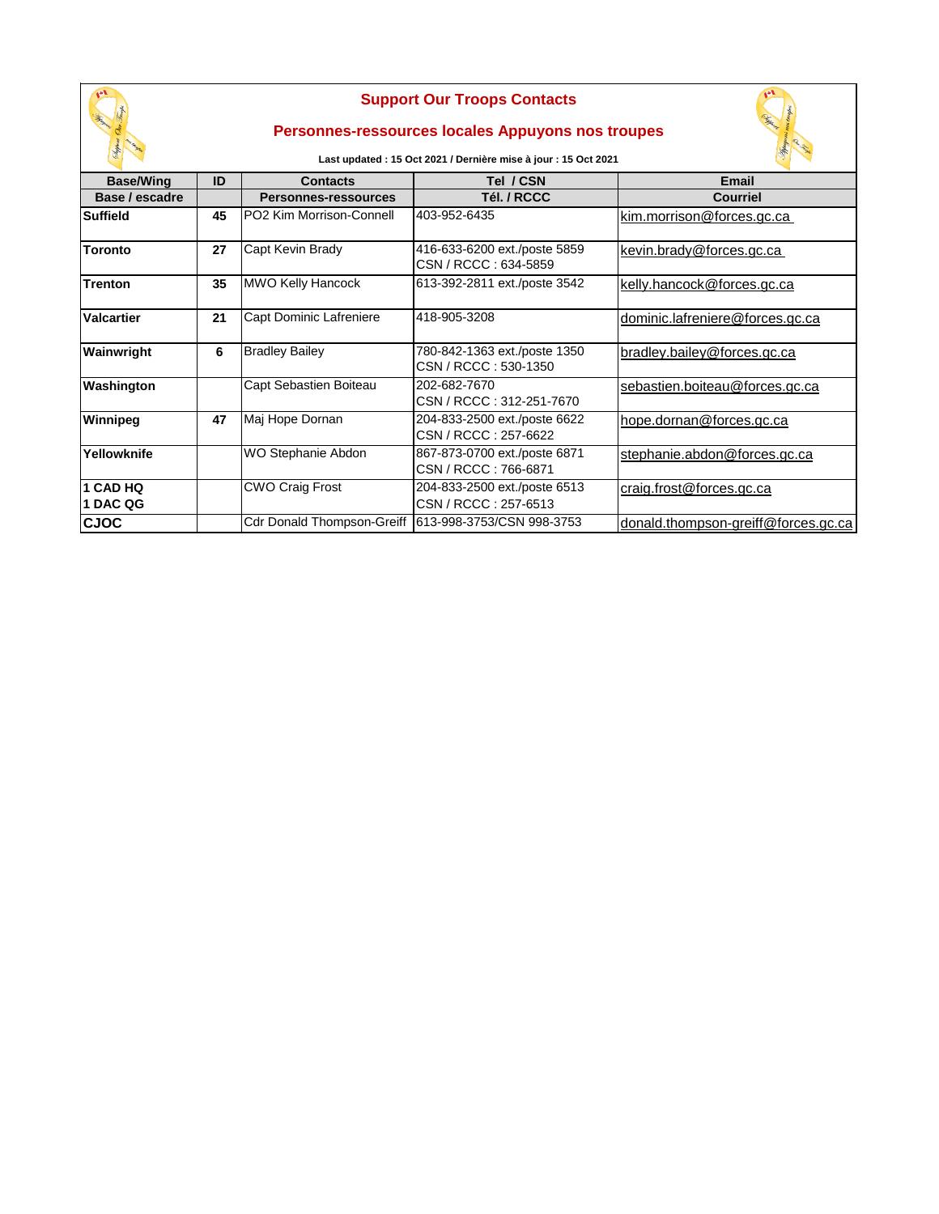## Support Our Troops Contacts

## Personnes-ressources locales Appuyons nos troupes

**Last updated : 15 Oct 2021 / Dernière mise à jour : 15 Oct 2021**

| Base/Wing<br>Base / escadre | ID | Contacts<br>Personnes-ressources | Tel / CSN<br>Tél. / RCCC | Email<br>Courriel |
|---|---|---|---|---|
| **Suffield** | **45** | PO2 Kim Morrison-Connell | 403-952-6435 | kim.morrison@forces.gc.ca |
| **Toronto** | **27** | Capt Kevin Brady | 416-633-6200 ext./poste 5859<br>CSN / RCCC : 634-5859 | kevin.brady@forces.gc.ca |
| **Trenton** | **35** | MWO Kelly Hancock | 613-392-2811 ext./poste 3542 | kelly.hancock@forces.gc.ca |
| **Valcartier** | **21** | Capt Dominic Lafreniere | 418-905-3208 | dominic.lafreniere@forces.gc.ca |
| **Wainwright** | **6** | Bradley Bailey | 780-842-1363 ext./poste 1350<br>CSN / RCCC : 530-1350 | bradley.bailey@forces.gc.ca |
| **Washington** | | Capt Sebastien Boiteau | 202-682-7670<br>CSN / RCCC : 312-251-7670 | sebastien.boiteau@forces.gc.ca |
| **Winnipeg** | **47** | Maj Hope Dornan | 204-833-2500 ext./poste 6622<br>CSN / RCCC : 257-6622 | hope.dornan@forces.gc.ca |
| **Yellowknife** | | WO Stephanie Abdon | 867-873-0700 ext./poste 6871<br>CSN / RCCC : 766-6871 | stephanie.abdon@forces.gc.ca |
| **1 CAD HQ<br>1 DAC QG** | | CWO Craig Frost | 204-833-2500 ext./poste 6513<br>CSN / RCCC : 257-6513 | craig.frost@forces.gc.ca |
| **CJOC** | | Cdr Donald Thompson-Greiff | 613-998-3753/CSN 998-3753 | donald.thompson-greiff@forces.gc.ca |